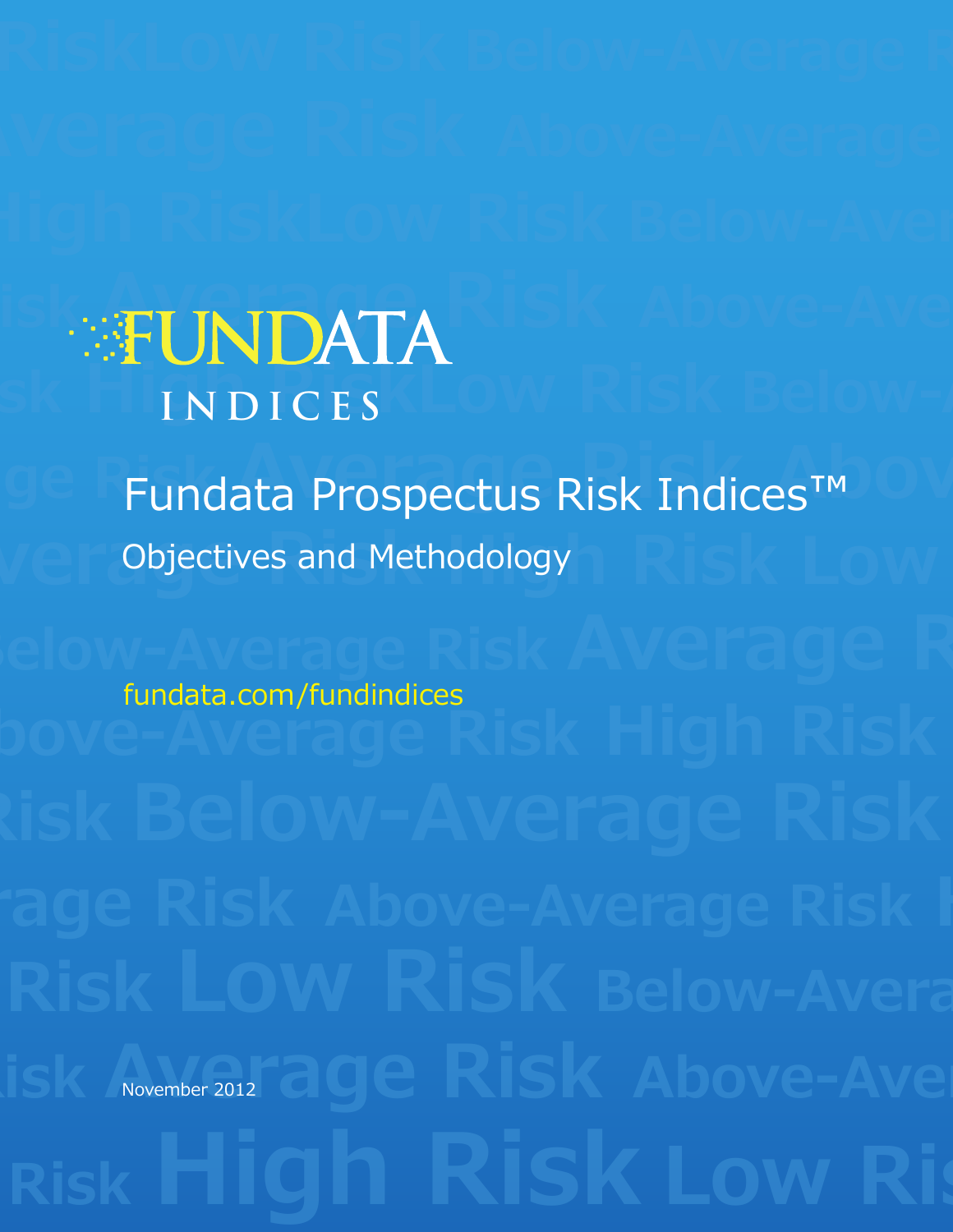FUNDATA INDICES

# Fundata Prospectus Risk Indices™

## Objectives and Methodology

fundata.com/fundindices

November 2012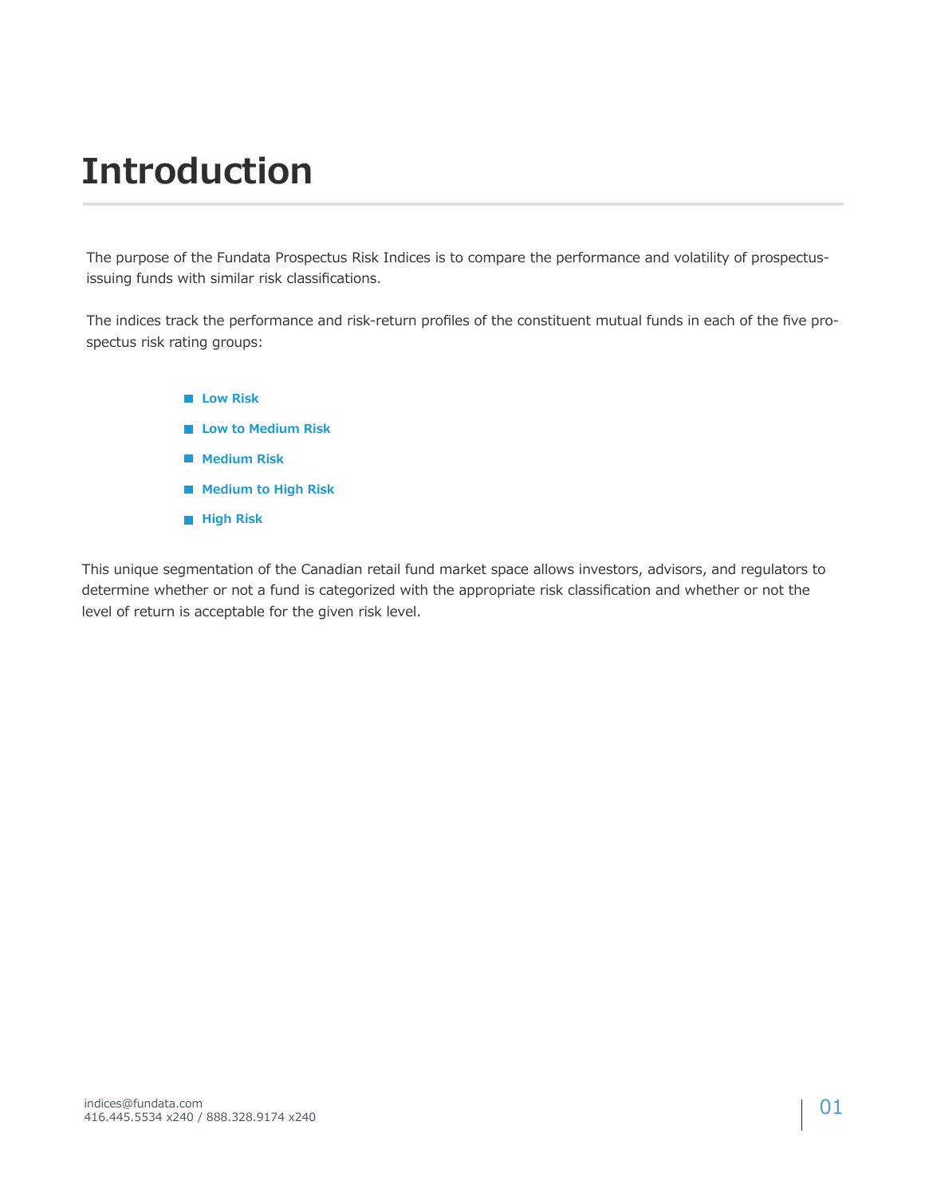# Introduction

The purpose of the Fundata Prospectus Risk Indices is to compare the performance and volatility of prospectus-issuing funds with similar risk classifications.

The indices track the performance and risk-return profiles of the constituent mutual funds in each of the five prospectus risk rating groups:

- **Low Risk**
- **Low to Medium Risk**
- **Medium Risk**
- **Medium to High Risk**
- **High Risk**

This unique segmentation of the Canadian retail fund market space allows investors, advisors, and regulators to determine whether or not a fund is categorized with the appropriate risk classification and whether or not the level of return is acceptable for the given risk level.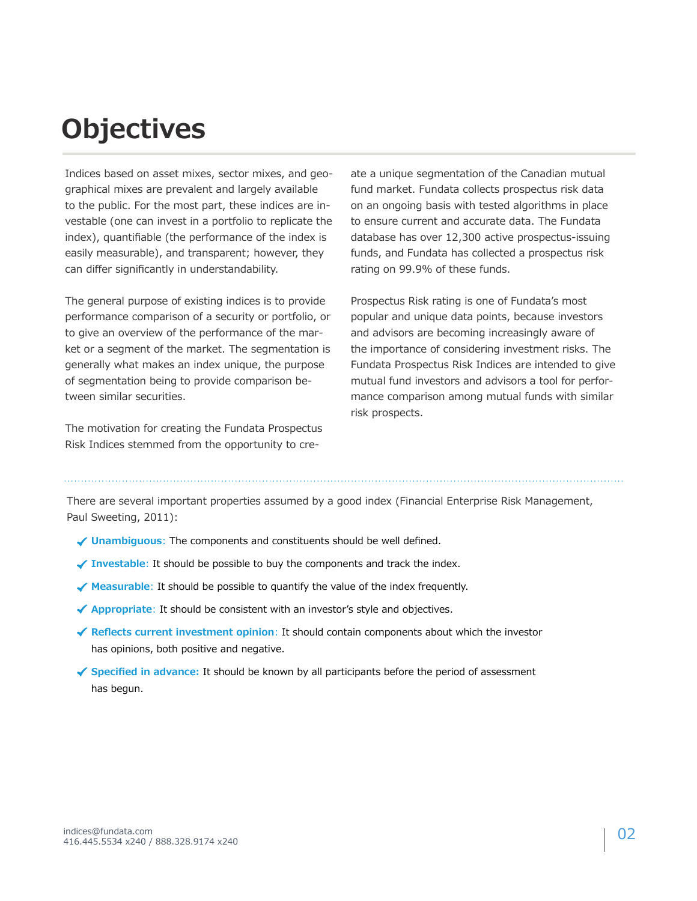# Objectives

Indices based on asset mixes, sector mixes, and geographical mixes are prevalent and largely available to the public. For the most part, these indices are investable (one can invest in a portfolio to replicate the index), quantifiable (the performance of the index is easily measurable), and transparent; however, they can differ significantly in understandability.

The general purpose of existing indices is to provide performance comparison of a security or portfolio, or to give an overview of the performance of the market or a segment of the market. The segmentation is generally what makes an index unique, the purpose of segmentation being to provide comparison between similar securities.

The motivation for creating the Fundata Prospectus Risk Indices stemmed from the opportunity to create a unique segmentation of the Canadian mutual fund market. Fundata collects prospectus risk data on an ongoing basis with tested algorithms in place to ensure current and accurate data. The Fundata database has over 12,300 active prospectus-issuing funds, and Fundata has collected a prospectus risk rating on 99.9% of these funds.

Prospectus Risk rating is one of Fundata's most popular and unique data points, because investors and advisors are becoming increasingly aware of the importance of considering investment risks. The Fundata Prospectus Risk Indices are intended to give mutual fund investors and advisors a tool for performance comparison among mutual funds with similar risk prospects.

There are several important properties assumed by a good index (Financial Enterprise Risk Management, Paul Sweeting, 2011):

- **Unambiguous**: The components and constituents should be well defined.
- **Investable**: It should be possible to buy the components and track the index.
- **Measurable**: It should be possible to quantify the value of the index frequently.
- **Appropriate**: It should be consistent with an investor's style and objectives.
- **Reflects current investment opinion**: It should contain components about which the investor has opinions, both positive and negative.
- **Specified in advance:** It should be known by all participants before the period of assessment has begun.

indices@fundata.com
416.445.5534 x240 / 888.328.9174 x240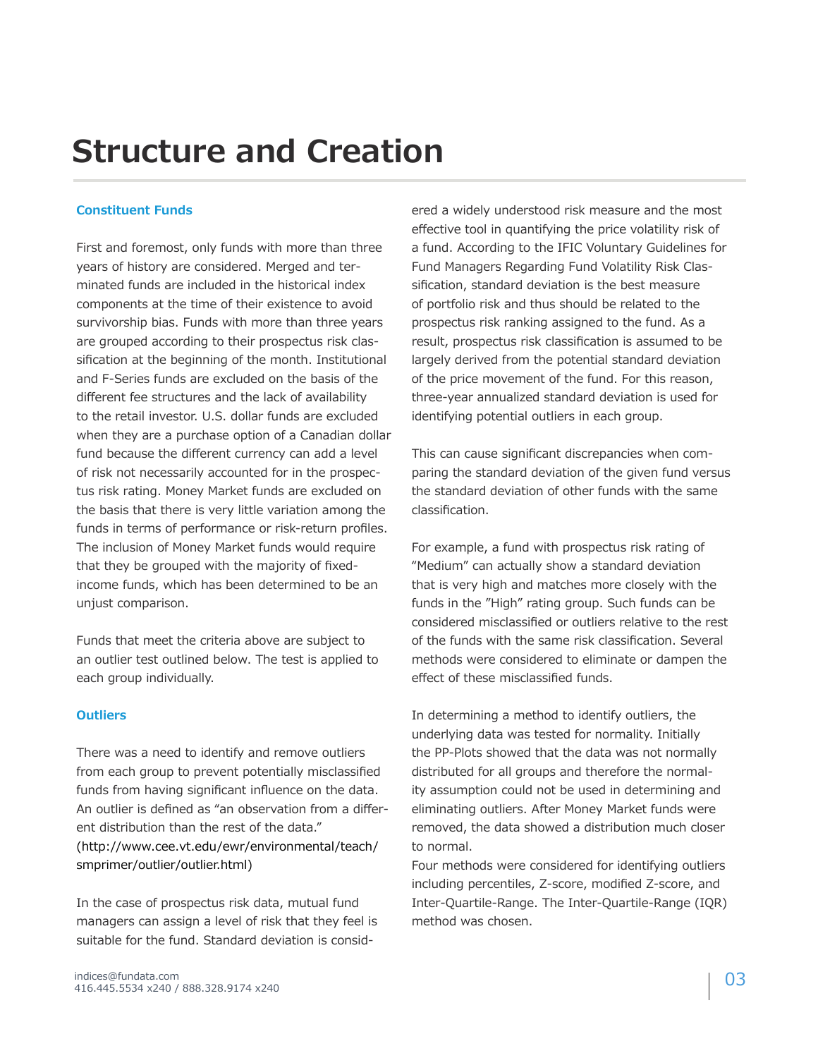# Structure and Creation

### Constituent Funds

First and foremost, only funds with more than three years of history are considered. Merged and terminated funds are included in the historical index components at the time of their existence to avoid survivorship bias. Funds with more than three years are grouped according to their prospectus risk classification at the beginning of the month. Institutional and F-Series funds are excluded on the basis of the different fee structures and the lack of availability to the retail investor. U.S. dollar funds are excluded when they are a purchase option of a Canadian dollar fund because the different currency can add a level of risk not necessarily accounted for in the prospectus risk rating. Money Market funds are excluded on the basis that there is very little variation among the funds in terms of performance or risk-return profiles. The inclusion of Money Market funds would require that they be grouped with the majority of fixed-income funds, which has been determined to be an unjust comparison.

Funds that meet the criteria above are subject to an outlier test outlined below. The test is applied to each group individually.

### Outliers

There was a need to identify and remove outliers from each group to prevent potentially misclassified funds from having significant influence on the data. An outlier is defined as "an observation from a different distribution than the rest of the data." (http://www.cee.vt.edu/ewr/environmental/teach/smprimer/outlier/outlier.html)

In the case of prospectus risk data, mutual fund managers can assign a level of risk that they feel is suitable for the fund. Standard deviation is considered a widely understood risk measure and the most effective tool in quantifying the price volatility risk of a fund. According to the IFIC Voluntary Guidelines for Fund Managers Regarding Fund Volatility Risk Classification, standard deviation is the best measure of portfolio risk and thus should be related to the prospectus risk ranking assigned to the fund. As a result, prospectus risk classification is assumed to be largely derived from the potential standard deviation of the price movement of the fund. For this reason, three-year annualized standard deviation is used for identifying potential outliers in each group.

This can cause significant discrepancies when comparing the standard deviation of the given fund versus the standard deviation of other funds with the same classification.

For example, a fund with prospectus risk rating of "Medium" can actually show a standard deviation that is very high and matches more closely with the funds in the "High" rating group. Such funds can be considered misclassified or outliers relative to the rest of the funds with the same risk classification. Several methods were considered to eliminate or dampen the effect of these misclassified funds.

In determining a method to identify outliers, the underlying data was tested for normality. Initially the PP-Plots showed that the data was not normally distributed for all groups and therefore the normality assumption could not be used in determining and eliminating outliers. After Money Market funds were removed, the data showed a distribution much closer to normal.

Four methods were considered for identifying outliers including percentiles, Z-score, modified Z-score, and Inter-Quartile-Range. The Inter-Quartile-Range (IQR) method was chosen.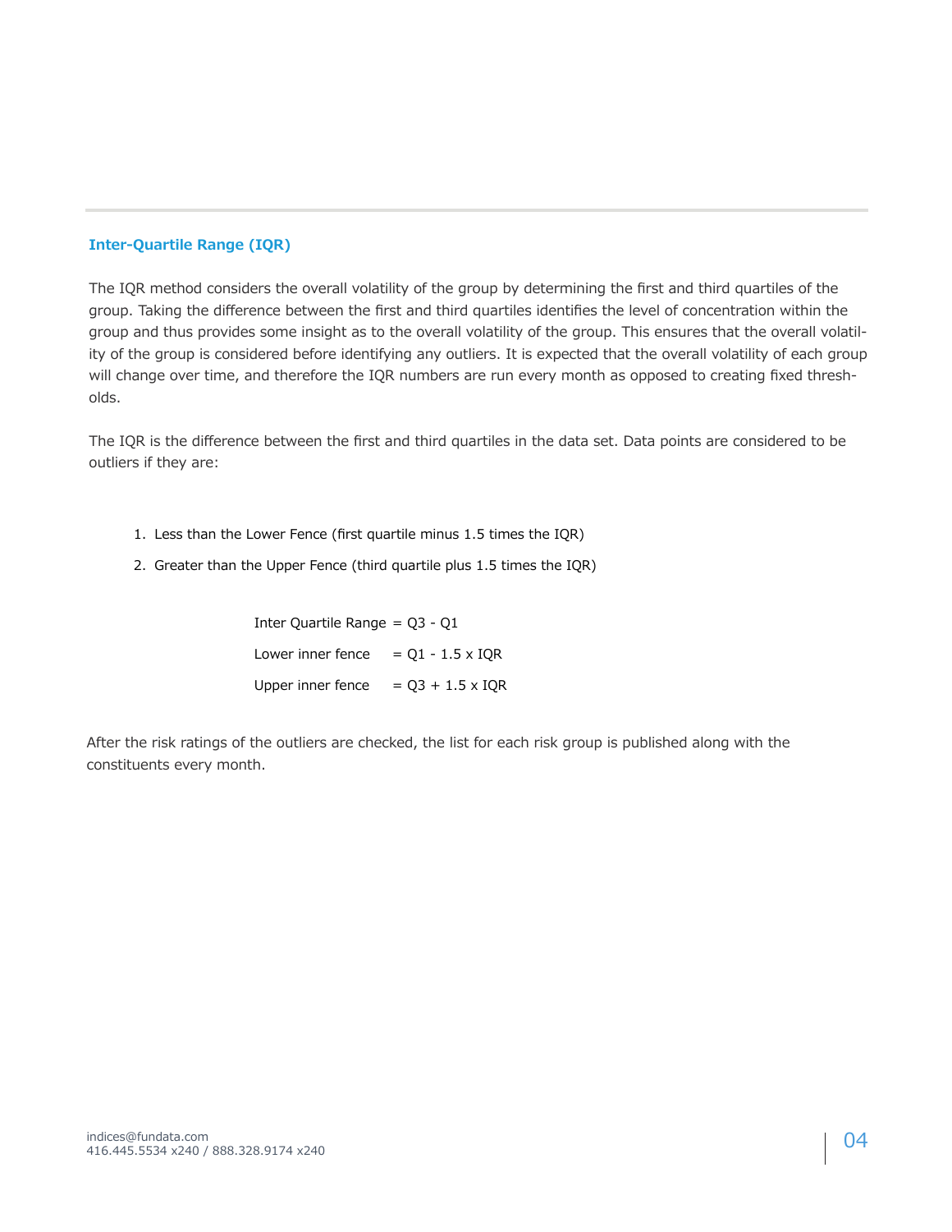## Inter-Quartile Range (IQR)

The IQR method considers the overall volatility of the group by determining the first and third quartiles of the group. Taking the difference between the first and third quartiles identifies the level of concentration within the group and thus provides some insight as to the overall volatility of the group. This ensures that the overall volatility of the group is considered before identifying any outliers. It is expected that the overall volatility of each group will change over time, and therefore the IQR numbers are run every month as opposed to creating fixed thresholds.

The IQR is the difference between the first and third quartiles in the data set. Data points are considered to be outliers if they are:

1. Less than the Lower Fence (first quartile minus 1.5 times the IQR)
2. Greater than the Upper Fence (third quartile plus 1.5 times the IQR)

$$\text{Inter Quartile Range} = Q3 - Q1$$

$$\text{Lower inner fence} = Q1 - 1.5 \times IQR$$

$$\text{Upper inner fence} = Q3 + 1.5 \times IQR$$

After the risk ratings of the outliers are checked, the list for each risk group is published along with the constituents every month.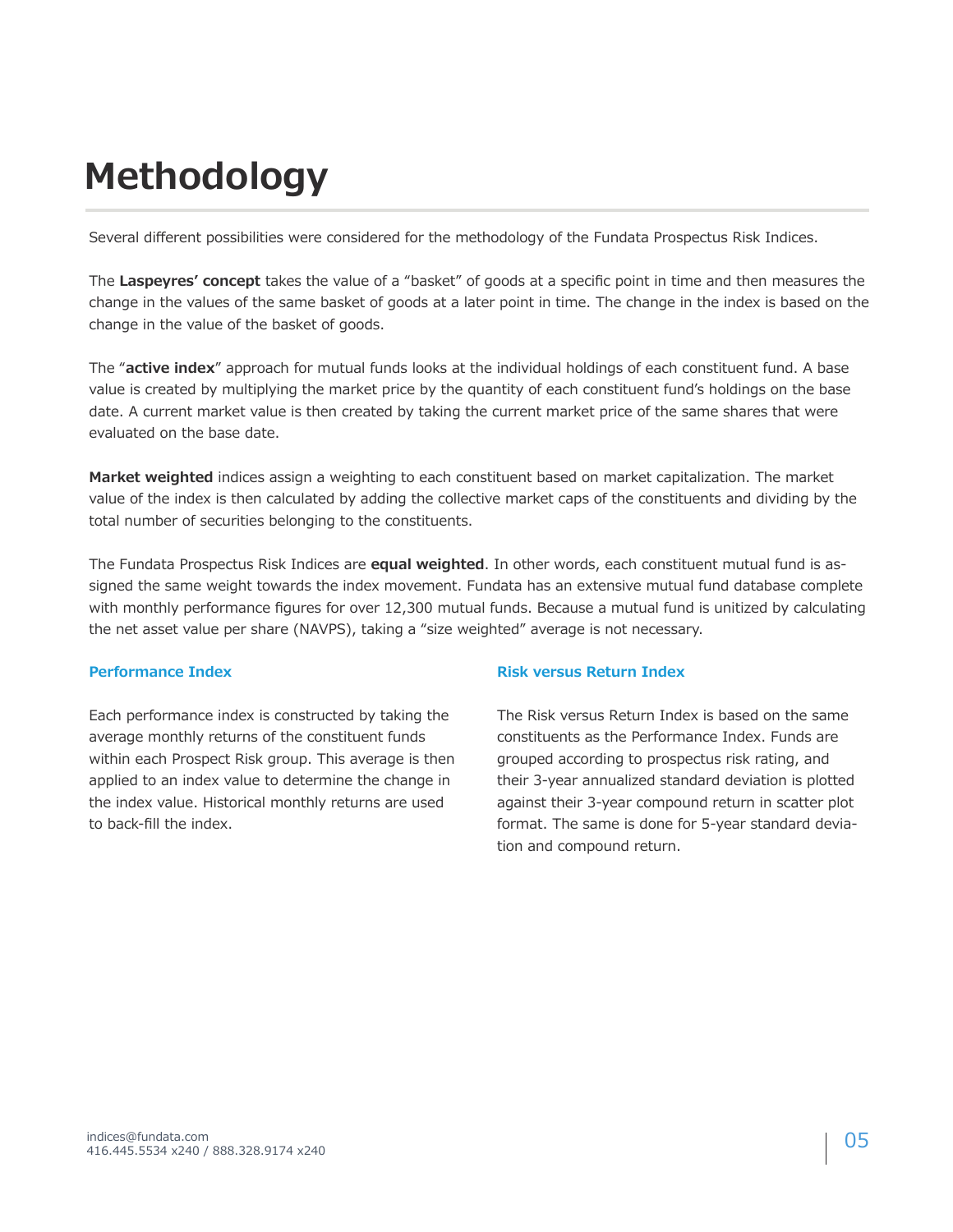# Methodology

Several different possibilities were considered for the methodology of the Fundata Prospectus Risk Indices.

The **Laspeyres' concept** takes the value of a "basket" of goods at a specific point in time and then measures the change in the values of the same basket of goods at a later point in time. The change in the index is based on the change in the value of the basket of goods.

The "**active index**" approach for mutual funds looks at the individual holdings of each constituent fund. A base value is created by multiplying the market price by the quantity of each constituent fund's holdings on the base date. A current market value is then created by taking the current market price of the same shares that were evaluated on the base date.

**Market weighted** indices assign a weighting to each constituent based on market capitalization. The market value of the index is then calculated by adding the collective market caps of the constituents and dividing by the total number of securities belonging to the constituents.

The Fundata Prospectus Risk Indices are **equal weighted**. In other words, each constituent mutual fund is assigned the same weight towards the index movement. Fundata has an extensive mutual fund database complete with monthly performance figures for over 12,300 mutual funds. Because a mutual fund is unitized by calculating the net asset value per share (NAVPS), taking a "size weighted" average is not necessary.

### Performance Index

Each performance index is constructed by taking the average monthly returns of the constituent funds within each Prospect Risk group. This average is then applied to an index value to determine the change in the index value. Historical monthly returns are used to back-fill the index.

### Risk versus Return Index

The Risk versus Return Index is based on the same constituents as the Performance Index. Funds are grouped according to prospectus risk rating, and their 3-year annualized standard deviation is plotted against their 3-year compound return in scatter plot format. The same is done for 5-year standard deviation and compound return.

indices@fundata.com
416.445.5534 x240 / 888.328.9174 x240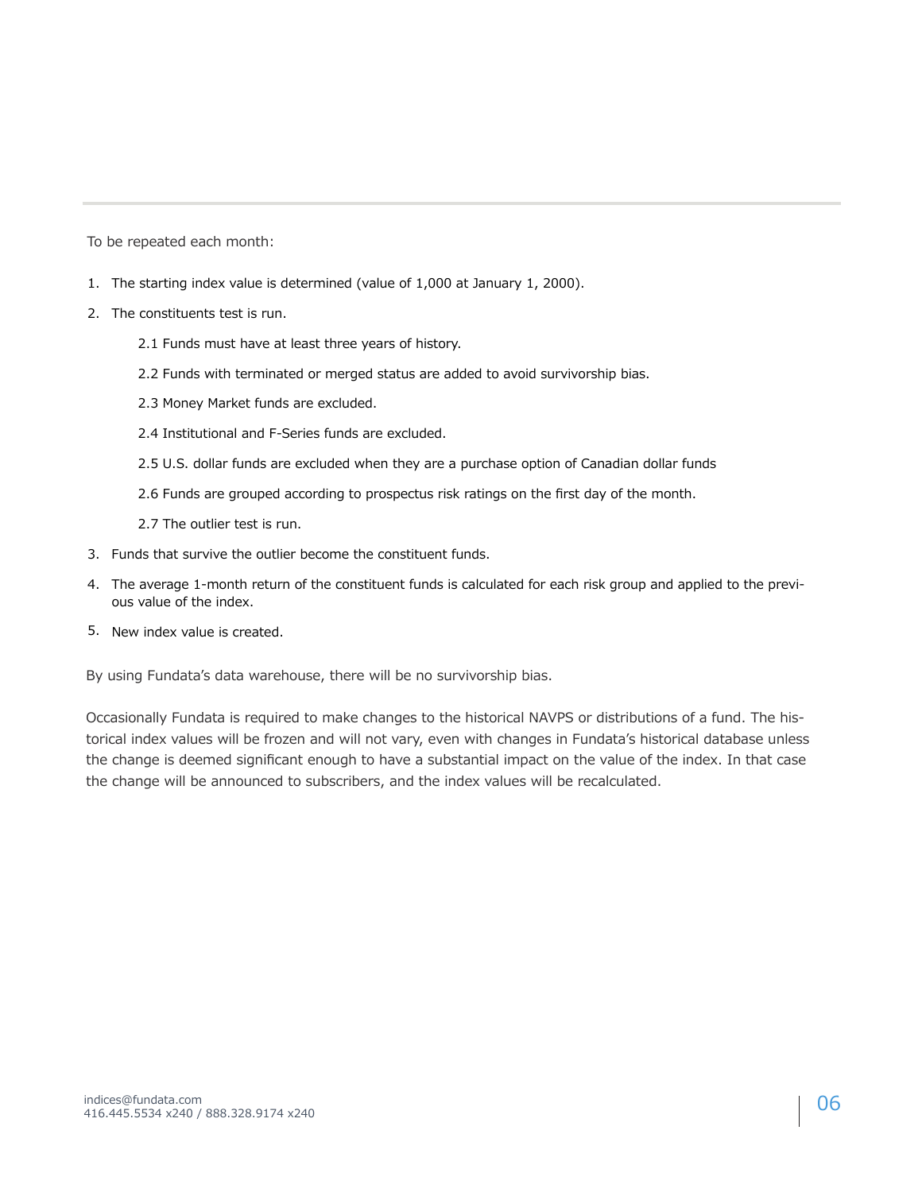To be repeated each month:

1. The starting index value is determined (value of 1,000 at January 1, 2000).
2. The constituents test is run.

    2.1 Funds must have at least three years of history.

    2.2 Funds with terminated or merged status are added to avoid survivorship bias.

    2.3 Money Market funds are excluded.

    2.4 Institutional and F-Series funds are excluded.

    2.5 U.S. dollar funds are excluded when they are a purchase option of Canadian dollar funds

    2.6 Funds are grouped according to prospectus risk ratings on the first day of the month.

    2.7 The outlier test is run.

3. Funds that survive the outlier become the constituent funds.
4. The average 1-month return of the constituent funds is calculated for each risk group and applied to the previous value of the index.
5. New index value is created.

By using Fundata's data warehouse, there will be no survivorship bias.

Occasionally Fundata is required to make changes to the historical NAVPS or distributions of a fund. The historical index values will be frozen and will not vary, even with changes in Fundata's historical database unless the change is deemed significant enough to have a substantial impact on the value of the index. In that case the change will be announced to subscribers, and the index values will be recalculated.

indices@fundata.com
416.445.5534 x240 / 888.328.9174 x240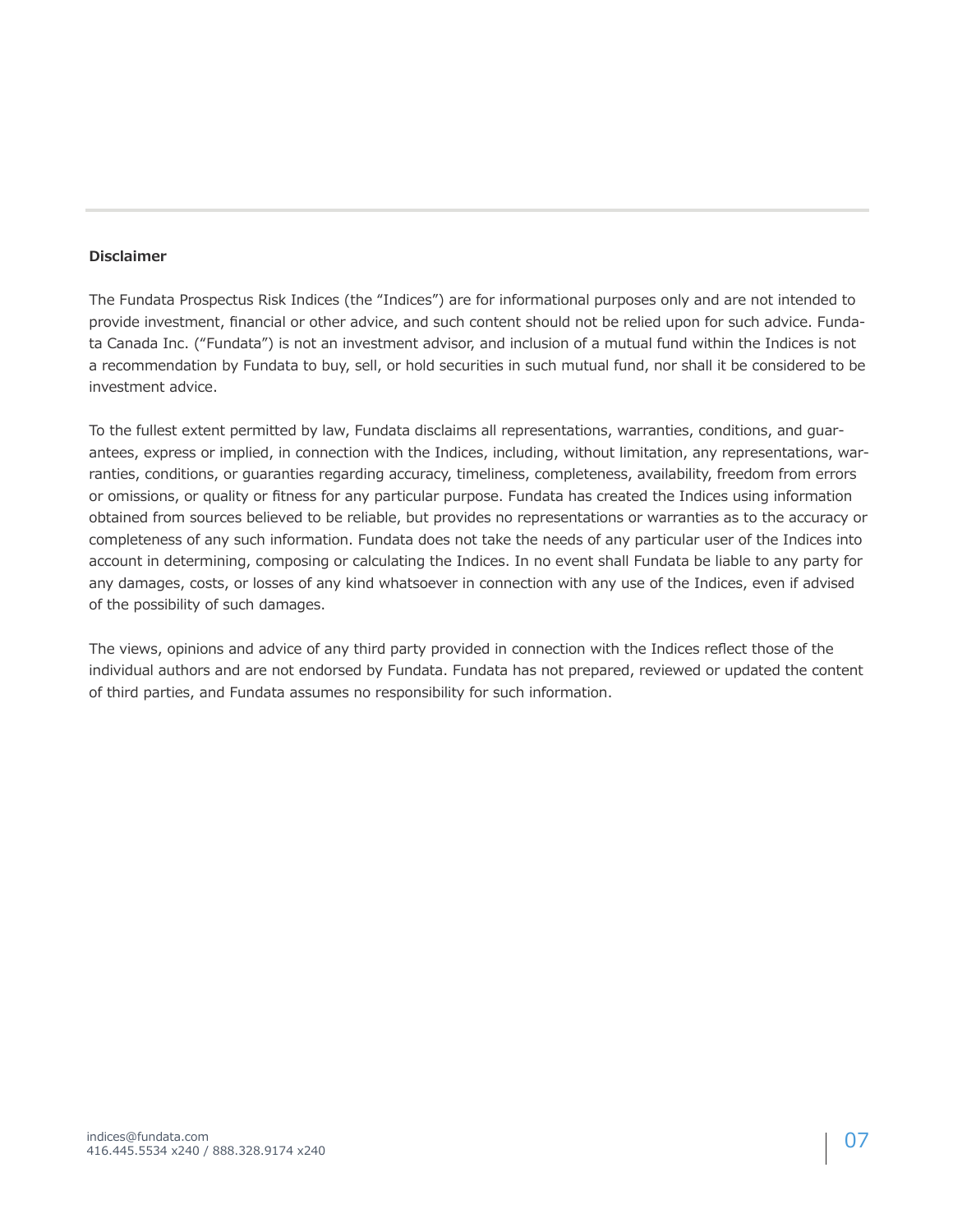**Disclaimer**

The Fundata Prospectus Risk Indices (the "Indices") are for informational purposes only and are not intended to provide investment, financial or other advice, and such content should not be relied upon for such advice. Fundata Canada Inc. ("Fundata") is not an investment advisor, and inclusion of a mutual fund within the Indices is not a recommendation by Fundata to buy, sell, or hold securities in such mutual fund, nor shall it be considered to be investment advice.

To the fullest extent permitted by law, Fundata disclaims all representations, warranties, conditions, and guarantees, express or implied, in connection with the Indices, including, without limitation, any representations, warranties, conditions, or guaranties regarding accuracy, timeliness, completeness, availability, freedom from errors or omissions, or quality or fitness for any particular purpose. Fundata has created the Indices using information obtained from sources believed to be reliable, but provides no representations or warranties as to the accuracy or completeness of any such information. Fundata does not take the needs of any particular user of the Indices into account in determining, composing or calculating the Indices. In no event shall Fundata be liable to any party for any damages, costs, or losses of any kind whatsoever in connection with any use of the Indices, even if advised of the possibility of such damages.

The views, opinions and advice of any third party provided in connection with the Indices reflect those of the individual authors and are not endorsed by Fundata. Fundata has not prepared, reviewed or updated the content of third parties, and Fundata assumes no responsibility for such information.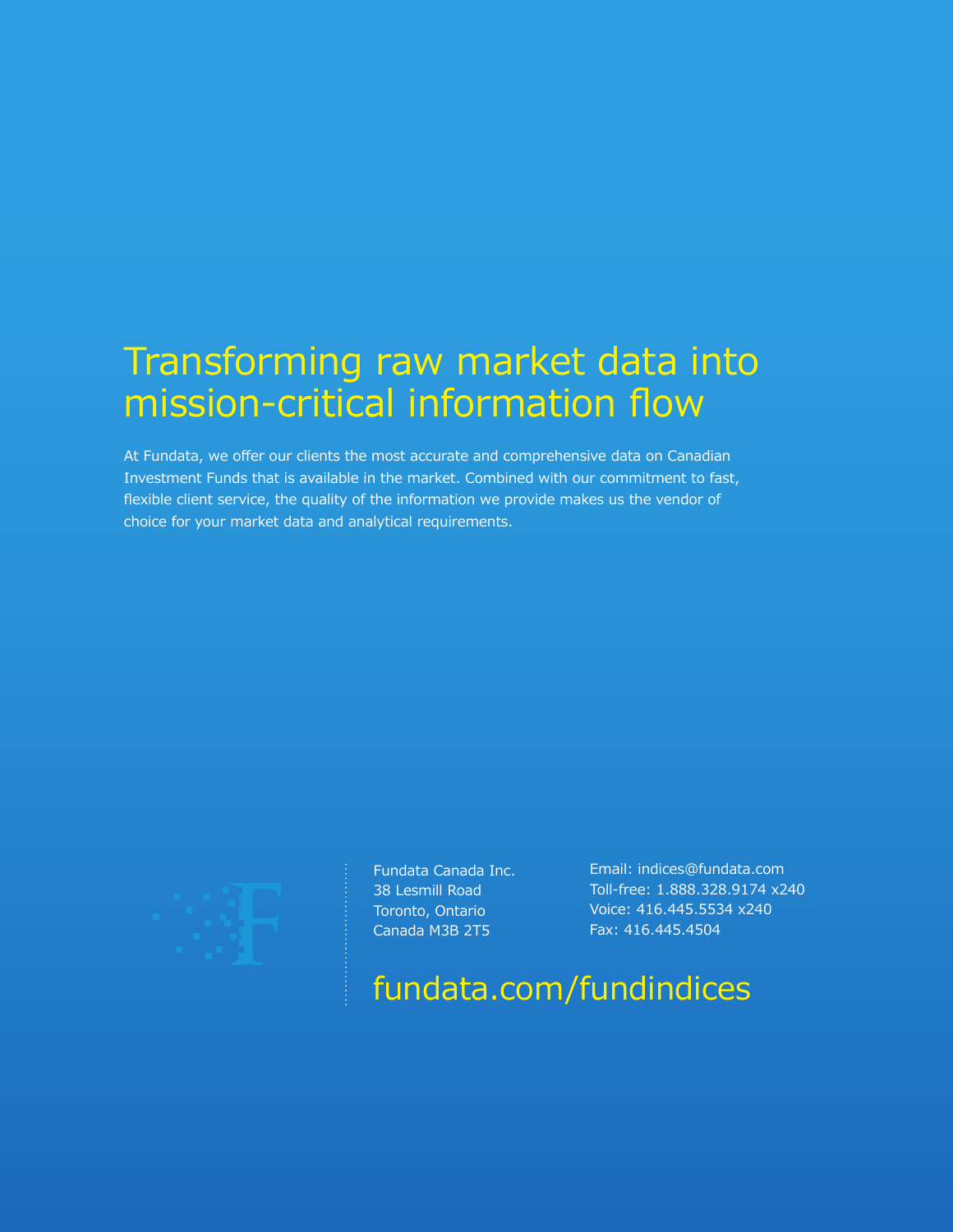# Transforming raw market data into mission-critical information flow

At Fundata, we offer our clients the most accurate and comprehensive data on Canadian Investment Funds that is available in the market. Combined with our commitment to fast, flexible client service, the quality of the information we provide makes us the vendor of choice for your market data and analytical requirements.

Fundata Canada Inc.
38 Lesmill Road
Toronto, Ontario
Canada M3B 2T5

Email: indices@fundata.com
Toll-free: 1.888.328.9174 x240
Voice: 416.445.5534 x240
Fax: 416.445.4504

fundata.com/fundindices